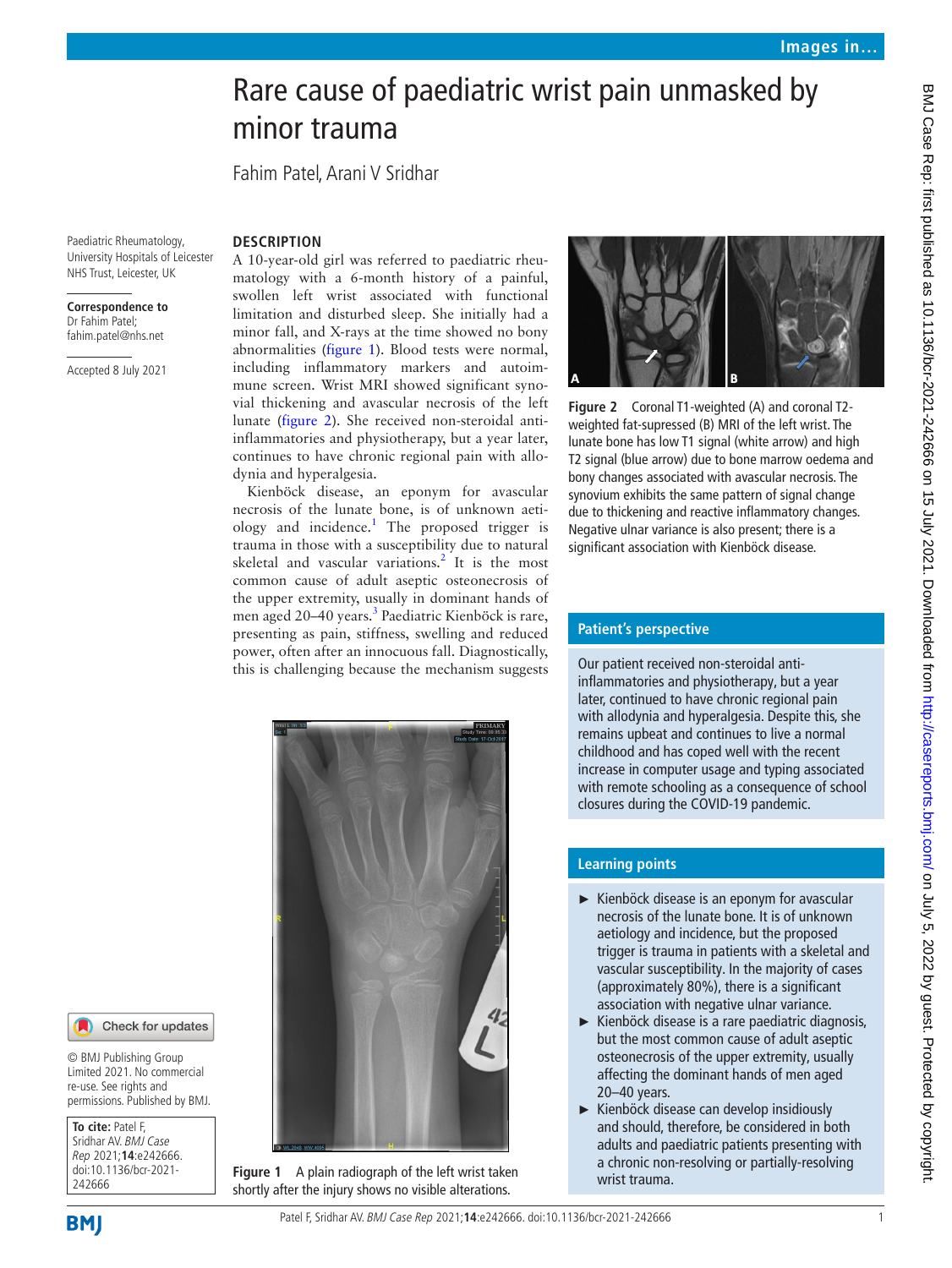# Rare cause of paediatric wrist pain unmasked by minor trauma

Fahim Patel, Arani V Sridhar

Paediatric Rheumatology, University Hospitals of Leicester NHS Trust, Leicester, UK

**Correspondence to** Dr Fahim Patel; fahim.patel@nhs.net

Accepted 8 July 2021

© BMJ Publishing Group Limited 2021. No commercial re-use. See rights and permissions. Published by BMJ.

**To cite:** Patel F, Sridhar AV. *BMJ Case Rep* 2021;**14**:e242666. doi:10.1136/bcr-2021-242666

## DESCRIPTION

A 10-year-old girl was referred to paediatric rheumatology with a 6-month history of a painful, swollen left wrist associated with functional limitation and disturbed sleep. She initially had a minor fall, and X-rays at the time showed no bony abnormalities (figure 1). Blood tests were normal, including inflammatory markers and autoimmune screen. Wrist MRI showed significant synovial thickening and avascular necrosis of the left lunate (figure 2). She received non-steroidal anti-inflammatories and physiotherapy, but a year later, continues to have chronic regional pain with allodynia and hyperalgesia.

Kienböck disease, an eponym for avascular necrosis of the lunate bone, is of unknown aetiology and incidence.[1] The proposed trigger is trauma in those with a susceptibility due to natural skeletal and vascular variations.[2] It is the most common cause of adult aseptic osteonecrosis of the upper extremity, usually in dominant hands of men aged 20–40 years.[3] Paediatric Kienböck is rare, presenting as pain, stiffness, swelling and reduced power, often after an innocuous fall. Diagnostically, this is challenging because the mechanism suggests

**Figure 1** A plain radiograph of the left wrist taken shortly after the injury shows no visible alterations.

**Figure 2** Coronal T1-weighted (A) and coronal T2-weighted fat-supressed (B) MRI of the left wrist. The lunate bone has low T1 signal (white arrow) and high T2 signal (blue arrow) due to bone marrow oedema and bony changes associated with avascular necrosis. The synovium exhibits the same pattern of signal change due to thickening and reactive inflammatory changes. Negative ulnar variance is also present; there is a significant association with Kienböck disease.

## Patient's perspective

Our patient received non-steroidal anti-inflammatories and physiotherapy, but a year later, continued to have chronic regional pain with allodynia and hyperalgesia. Despite this, she remains upbeat and continues to live a normal childhood and has coped well with the recent increase in computer usage and typing associated with remote schooling as a consequence of school closures during the COVID-19 pandemic.

## Learning points

- Kienböck disease is an eponym for avascular necrosis of the lunate bone. It is of unknown aetiology and incidence, but the proposed trigger is trauma in patients with a skeletal and vascular susceptibility. In the majority of cases (approximately 80%), there is a significant association with negative ulnar variance.
- Kienböck disease is a rare paediatric diagnosis, but the most common cause of adult aseptic osteonecrosis of the upper extremity, usually affecting the dominant hands of men aged 20–40 years.
- Kienböck disease can develop insidiously and should, therefore, be considered in both adults and paediatric patients presenting with a chronic non-resolving or partially-resolving wrist trauma.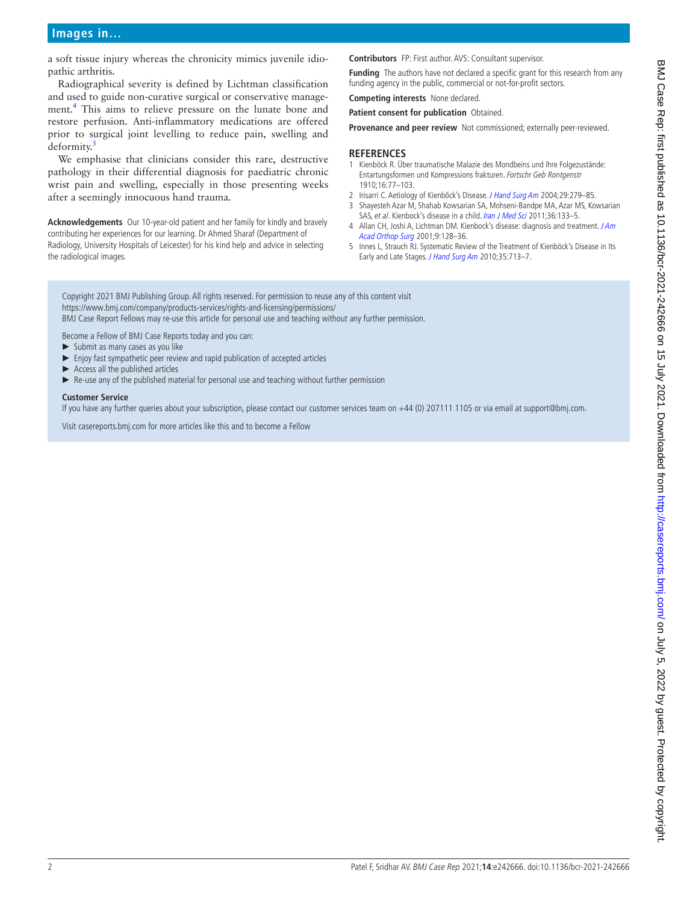a soft tissue injury whereas the chronicity mimics juvenile idiopathic arthritis.

Radiographical severity is defined by Lichtman classification and used to guide non-curative surgical or conservative management.[4] This aims to relieve pressure on the lunate bone and restore perfusion. Anti-inflammatory medications are offered prior to surgical joint levelling to reduce pain, swelling and deformity.[5]

We emphasise that clinicians consider this rare, destructive pathology in their differential diagnosis for paediatric chronic wrist pain and swelling, especially in those presenting weeks after a seemingly innocuous hand trauma.

**Acknowledgements** Our 10-year-old patient and her family for kindly and bravely contributing her experiences for our learning. Dr Ahmed Sharaf (Department of Radiology, University Hospitals of Leicester) for his kind help and advice in selecting the radiological images.

**Contributors** FP: First author. AVS: Consultant supervisor.

**Funding** The authors have not declared a specific grant for this research from any funding agency in the public, commercial or not-for-profit sectors.

**Competing interests** None declared.

**Patient consent for publication** Obtained.

**Provenance and peer review** Not commissioned; externally peer-reviewed.

## REFERENCES

1. Kienböck R. Über traumatische Malazie des Mondbeins und Ihre Folgezustände: Entartungsformen und Kompressions frakturen. *Fortschr Geb Rontgenstr* 1910;16:77–103.
2. Irisarri C. Aetiology of Kienbőck's Disease. *J Hand Surg Am* 2004;29:279–85.
3. Shayesteh Azar M, Shahab Kowsarian SA, Mohseni-Bandpe MA, Azar MS, Kowsarian SAS, *et al*. Kienbock's disease in a child. *Iran J Med Sci* 2011;36:133–5.
4. Allan CH, Joshi A, Lichtman DM. Kienbock's disease: diagnosis and treatment. *J Am Acad Orthop Surg* 2001;9:128–36.
5. Innes L, Strauch RJ. Systematic Review of the Treatment of Kienböck's Disease in Its Early and Late Stages. *J Hand Surg Am* 2010;35:713–7.

Copyright 2021 BMJ Publishing Group. All rights reserved. For permission to reuse any of this content visit https://www.bmj.com/company/products-services/rights-and-licensing/permissions/
BMJ Case Report Fellows may re-use this article for personal use and teaching without any further permission.

Become a Fellow of BMJ Case Reports today and you can:

- Submit as many cases as you like
- Enjoy fast sympathetic peer review and rapid publication of accepted articles
- Access all the published articles
- Re-use any of the published material for personal use and teaching without further permission

**Customer Service**

If you have any further queries about your subscription, please contact our customer services team on +44 (0) 207111 1105 or via email at support@bmj.com.

Visit casereports.bmj.com for more articles like this and to become a Fellow